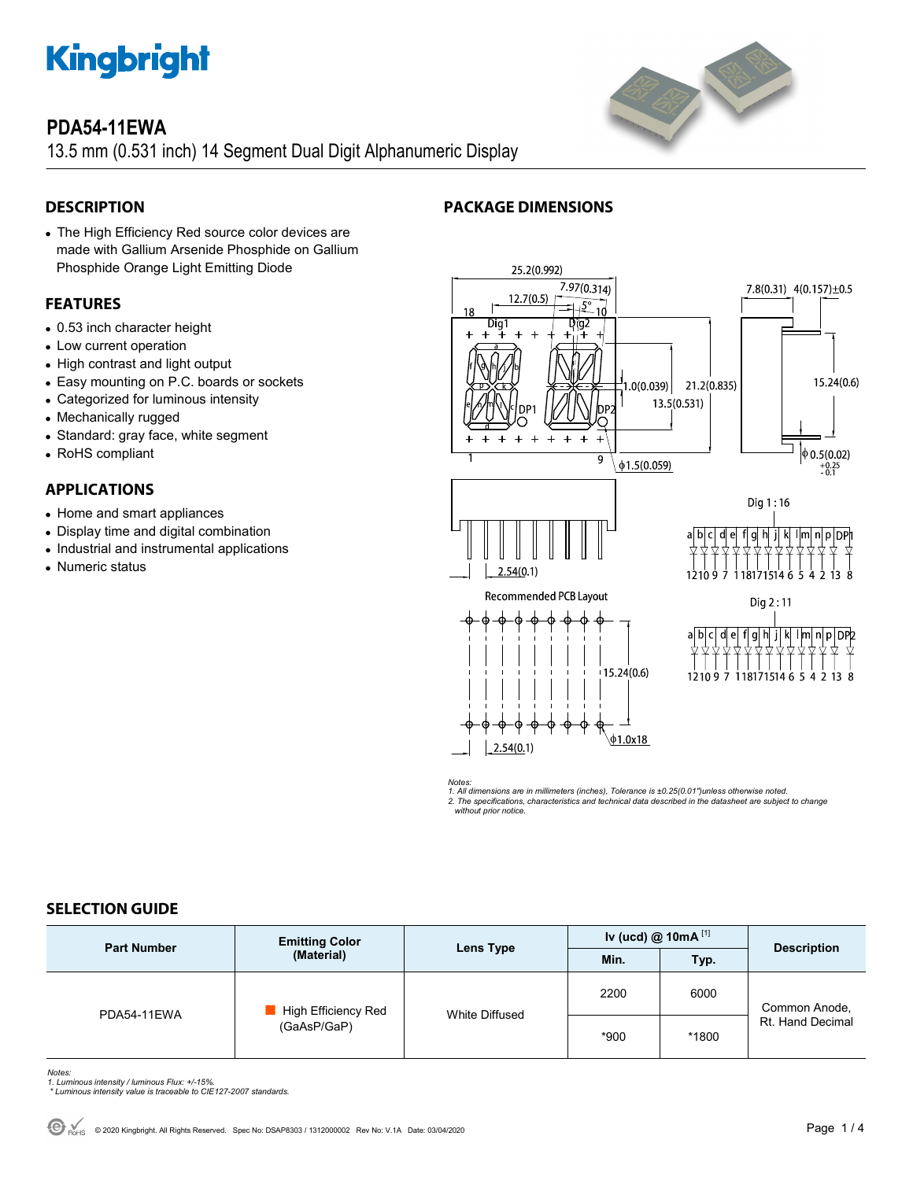# PDA54-11EWA

13.5 mm (0.531 inch) 14 Segment Dual Digit Alphanumeric Display

## DESCRIPTION

- The High Efficiency Red source color devices are made with Gallium Arsenide Phosphide on Gallium Phosphide Orange Light Emitting Diode

## FEATURES

- 0.53 inch character height
- Low current operation
- High contrast and light output
- Easy mounting on P.C. boards or sockets
- Categorized for luminous intensity
- Mechanically rugged
- Standard: gray face, white segment
- RoHS compliant

## APPLICATIONS

- Home and smart appliances
- Display time and digital combination
- Industrial and instrumental applications
- Numeric status

## PACKAGE DIMENSIONS

Notes:
1. All dimensions are in millimeters (inches), Tolerance is ±0.25(0.01")unless otherwise noted.
2. The specifications, characteristics and technical data described in the datasheet are subject to change without prior notice.

## SELECTION GUIDE

| Part Number | Emitting Color (Material) | Lens Type | Iv (ucd) @ 10mA [1] | | Description |
|---|---|---|---|---|---|
| | | | Min. | Typ. | |
| PDA54-11EWA | High Efficiency Red (GaAsP/GaP) | White Diffused | 2200 | 6000 | Common Anode, Rt. Hand Decimal |
| | | | *900 | *1800 | |

Notes:
1. Luminous intensity / luminous Flux: +/-15%.
* Luminous intensity value is traceable to CIE127-2007 standards.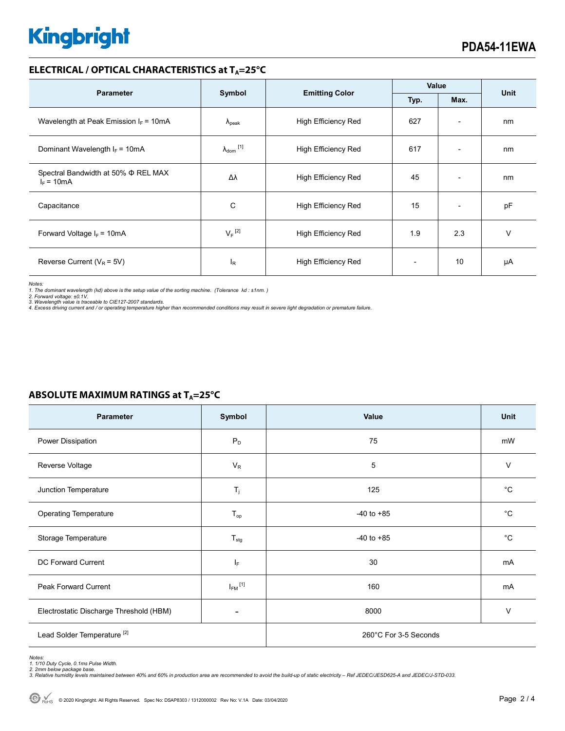## ELECTRICAL / OPTICAL CHARACTERISTICS at $T_A$=25°C

| Parameter | Symbol | Emitting Color | Value | | Unit |
|---|---|---|---|---|---|
| | | | Typ. | Max. | |
| Wavelength at Peak Emission $I_F$ = 10mA | $\lambda_{peak}$ | High Efficiency Red | 627 | - | nm |
| Dominant Wavelength $I_F$ = 10mA | $\lambda_{dom}$ [1] | High Efficiency Red | 617 | - | nm |
| Spectral Bandwidth at 50% Φ REL MAX $I_F$ = 10mA | Δλ | High Efficiency Red | 45 | - | nm |
| Capacitance | C | High Efficiency Red | 15 | - | pF |
| Forward Voltage $I_F$ = 10mA | $V_F$ [2] | High Efficiency Red | 1.9 | 2.3 | V |
| Reverse Current ($V_R$ = 5V) | $I_R$ | High Efficiency Red | - | 10 | μA |

*Notes:*
*1. The dominant wavelength (λd) above is the setup value of the sorting machine. (Tolerance λd : ±1nm. )*
*2. Forward voltage: ±0.1V.*
*3. Wavelength value is traceable to CIE127-2007 standards.*
*4. Excess driving current and / or operating temperature higher than recommended conditions may result in severe light degradation or premature failure.*

## ABSOLUTE MAXIMUM RATINGS at $T_A$=25°C

| Parameter | Symbol | Value | Unit |
|---|---|---|---|
| Power Dissipation | $P_D$ | 75 | mW |
| Reverse Voltage | $V_R$ | 5 | V |
| Junction Temperature | $T_j$ | 125 | °C |
| Operating Temperature | $T_{op}$ | -40 to +85 | °C |
| Storage Temperature | $T_{stg}$ | -40 to +85 | °C |
| DC Forward Current | $I_F$ | 30 | mA |
| Peak Forward Current | $I_{FM}$ [1] | 160 | mA |
| Electrostatic Discharge Threshold (HBM) | - | 8000 | V |
| Lead Solder Temperature [2] | | 260°C For 3-5 Seconds | |

*Notes:*
*1. 1/10 Duty Cycle, 0.1ms Pulse Width.*
*2. 2mm below package base.*
*3. Relative humidity levels maintained between 40% and 60% in production area are recommended to avoid the build-up of static electricity – Ref JEDEC/JESD625-A and JEDEC/J-STD-033.*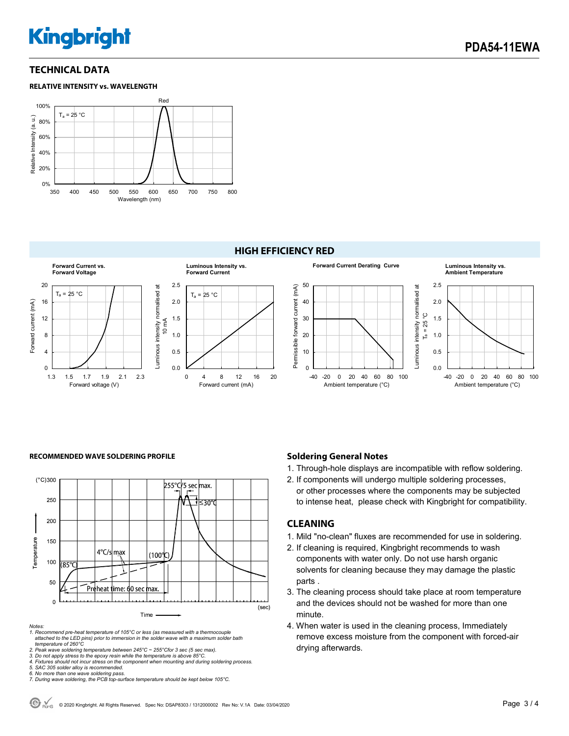## TECHNICAL DATA

### RELATIVE INTENSITY vs. WAVELENGTH

## HIGH EFFICIENCY RED

### RECOMMENDED WAVE SOLDERING PROFILE

Notes:
1. Recommend pre-heat temperature of 105°C or less (as measured with a thermocouple attached to the LED pins) prior to immersion in the solder wave with a maximum solder bath temperature of 260°C
2. Peak wave soldering temperature between 245°C ~ 255°C for 3 sec (5 sec max).
3. Do not apply stress to the epoxy resin while the temperature is above 85°C.
4. Fixtures should not incur stress on the component when mounting and during soldering process.
5. SAC 305 solder alloy is recommended.
6. No more than one wave soldering pass.
7. During wave soldering, the PCB top-surface temperature should be kept below 105°C.

### Soldering General Notes

1. Through-hole displays are incompatible with reflow soldering.
2. If components will undergo multiple soldering processes, or other processes where the components may be subjected to intense heat, please check with Kingbright for compatibility.

## CLEANING

1. Mild "no-clean" fluxes are recommended for use in soldering.
2. If cleaning is required, Kingbright recommends to wash components with water only. Do not use harsh organic solvents for cleaning because they may damage the plastic parts .
3. The cleaning process should take place at room temperature and the devices should not be washed for more than one minute.
4. When water is used in the cleaning process, Immediately remove excess moisture from the component with forced-air drying afterwards.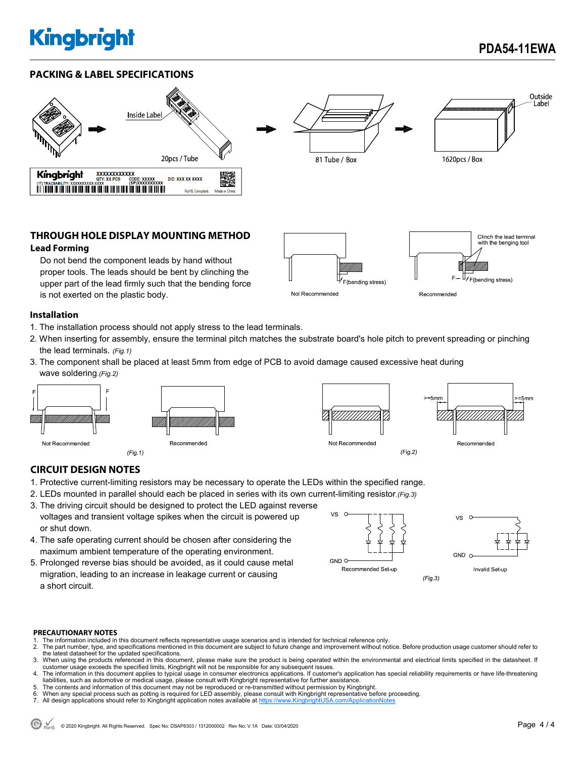## PACKING & LABEL SPECIFICATIONS

Inside Label

20pcs / Tube

81 Tube / Box

1620pcs / Box

Outside Label

## THROUGH HOLE DISPLAY MOUNTING METHOD

### Lead Forming

Do not bend the component leads by hand without proper tools. The leads should be bent by clinching the upper part of the lead firmly such that the bending force is not exerted on the plastic body.

F(bending stress)

Not Recommended

Clinch the lead terminal with the benging tool

F(bending stress)

Recommended

### Installation

1. The installation process should not apply stress to the lead terminals.
2. When inserting for assembly, ensure the terminal pitch matches the substrate board's hole pitch to prevent spreading or pinching the lead terminals. *(Fig.1)*
3. The component shall be placed at least 5mm from edge of PCB to avoid damage caused excessive heat during wave soldering.*(Fig.2)*

Not Recommended

Recommended

*(Fig.1)*

Not Recommended

>=5mm

>=5mm

Recommended

*(Fig.2)*

## CIRCUIT DESIGN NOTES

1. Protective current-limiting resistors may be necessary to operate the LEDs within the specified range.
2. LEDs mounted in parallel should each be placed in series with its own current-limiting resistor.*(Fig.3)*
3. The driving circuit should be designed to protect the LED against reverse voltages and transient voltage spikes when the circuit is powered up or shut down.
4. The safe operating current should be chosen after considering the maximum ambient temperature of the operating environment.
5. Prolonged reverse bias should be avoided, as it could cause metal migration, leading to an increase in leakage current or causing a short circuit.

VS

GND

Recommended Set-up

VS

GND

Invalid Set-up

*(Fig.3)*

**PRECAUTIONARY NOTES**

1. The information included in this document reflects representative usage scenarios and is intended for technical reference only.
2. The part number, type, and specifications mentioned in this document are subject to future change and improvement without notice. Before production usage customer should refer to the latest datasheet for the updated specifications.
3. When using the products referenced in this document, please make sure the product is being operated within the environmental and electrical limits specified in the datasheet. If customer usage exceeds the specified limits, Kingbright will not be responsible for any subsequent issues.
4. The information in this document applies to typical usage in consumer electronics applications. If customer's application has special reliability requirements or have life-threatening liabilities, such as automotive or medical usage, please consult with Kingbright representative for further assistance.
5. The contents and information of this document may not be reproduced or re-transmitted without permission by Kingbright.
6. When any special process such as potting is required for LED assembly, please consult with Kingbright representative before proceeding.
7. All design applications should refer to Kingbright application notes available at https://www.KingbrightUSA.com/ApplicationNotes

© 2020 Kingbright. All Rights Reserved. Spec No: DSAP8303 / 1312000002 Rev No: V.1A Date: 03/04/2020